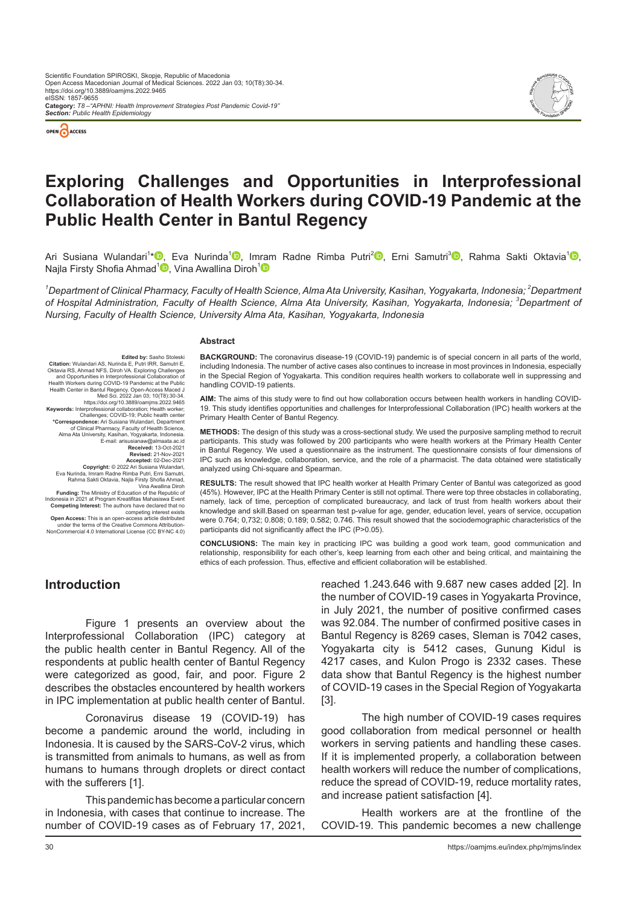Scientific Foundation SPIROSKI, Skopje, Republic of Macedonia
Open Access Macedonian Journal of Medical Sciences. 2022 Jan 03; 10(T8):30-34.
https://doi.org/10.3889/oamjms.2022.9465
eISSN: 1857-9655
**Category:** *T8 –"APHNI: Health Improvement Strategies Post Pandemic Covid-19"*
***Section:** Public Health Epidemiology*

# Exploring Challenges and Opportunities in Interprofessional Collaboration of Health Workers during COVID-19 Pandemic at the Public Health Center in Bantul Regency

Ari Susiana Wulandari[1*], Eva Nurinda[1], Imram Radne Rimba Putri[2], Erni Samutri[3], Rahma Sakti Oktavia[1], Najla Firsty Shofia Ahmad[1], Vina Awallina Diroh[1]

*[1]Department of Clinical Pharmacy, Faculty of Health Science, Alma Ata University, Kasihan, Yogyakarta, Indonesia; [2]Department of Hospital Administration, Faculty of Health Science, Alma Ata University, Kasihan, Yogyakarta, Indonesia; [3]Department of Nursing, Faculty of Health Science, University Alma Ata, Kasihan, Yogyakarta, Indonesia*

**Edited by:** Sasho Stoleski
**Citation:** Wulandari AS, Nurinda E, Putri IRR, Samutri E, Oktavia RS, Ahmad NFS, Diroh VA. Exploring Challenges and Opportunities in Interprofessional Collaboration of Health Workers during COVID-19 Pandemic at the Public Health Center in Bantul Regency. Open-Access Maced J Med Sci. 2022 Jan 03; 10(T8):30-34. https://doi.org/10.3889/oamjms.2022.9465
**Keywords:** Interprofessional collaboration; Health worker; Challenges; COVID-19; Public health center
***Correspondence:** Ari Susiana Wulandari, Department of Clinical Pharmacy, Faculty of Health Science, Alma Ata University, Kasihan, Yogyakarta, Indonesia. E-mail: arisusianaw@almaata.ac.id
**Received:** 13-Oct-2021
**Revised:** 21-Nov-2021
**Accepted:** 02-Dec-2021
**Copyright:** © 2022 Ari Susiana Wulandari, Eva Nurinda, Imram Radne Rimba Putri, Erni Samutri, Rahma Sakti Oktavia, Najla Firsty Shofia Ahmad, Vina Awallina Diroh
**Funding:** The Ministry of Education of the Republic of Indonesia in 2021 at Program Kreatifitas Mahasiswa Event
**Competing Interest:** The authors have declared that no competing interest exists
**Open Access:** This is an open-access article distributed under the terms of the Creative Commons Attribution-NonCommercial 4.0 International License (CC BY-NC 4.0)

## Abstract

**BACKGROUND:** The coronavirus disease-19 (COVID-19) pandemic is of special concern in all parts of the world, including Indonesia. The number of active cases also continues to increase in most provinces in Indonesia, especially in the Special Region of Yogyakarta. This condition requires health workers to collaborate well in suppressing and handling COVID-19 patients.

**AIM:** The aims of this study were to find out how collaboration occurs between health workers in handling COVID-19. This study identifies opportunities and challenges for Interprofessional Collaboration (IPC) health workers at the Primary Health Center of Bantul Regency.

**METHODS:** The design of this study was a cross-sectional study. We used the purposive sampling method to recruit participants. This study was followed by 200 participants who were health workers at the Primary Health Center in Bantul Regency. We used a questionnaire as the instrument. The questionnaire consists of four dimensions of IPC such as knowledge, collaboration, service, and the role of a pharmacist. The data obtained were statistically analyzed using Chi-square and Spearman.

**RESULTS:** The result showed that IPC health worker at Health Primary Center of Bantul was categorized as good (45%). However, IPC at the Health Primary Center is still not optimal. There were top three obstacles in collaborating, namely, lack of time, perception of complicated bureaucracy, and lack of trust from health workers about their knowledge and skill.Based on spearman test p-value for age, gender, education level, years of service, occupation were 0.764; 0,732; 0.808; 0.189; 0.582; 0.746. This result showed that the sociodemographic characteristics of the participants did not significantly affect the IPC (P>0.05).

**CONCLUSIONS:** The main key in practicing IPC was building a good work team, good communication and relationship, responsibility for each other's, keep learning from each other and being critical, and maintaining the ethics of each profession. Thus, effective and efficient collaboration will be established.

## Introduction

Figure 1 presents an overview about the Interprofessional Collaboration (IPC) category at the public health center in Bantul Regency. All of the respondents at public health center of Bantul Regency were categorized as good, fair, and poor. Figure 2 describes the obstacles encountered by health workers in IPC implementation at public health center of Bantul.

Coronavirus disease 19 (COVID-19) has become a pandemic around the world, including in Indonesia. It is caused by the SARS-CoV-2 virus, which is transmitted from animals to humans, as well as from humans to humans through droplets or direct contact with the sufferers [1].

This pandemic has become a particular concern in Indonesia, with cases that continue to increase. The number of COVID-19 cases as of February 17, 2021, reached 1.243.646 with 9.687 new cases added [2]. In the number of COVID-19 cases in Yogyakarta Province, in July 2021, the number of positive confirmed cases was 92.084. The number of confirmed positive cases in Bantul Regency is 8269 cases, Sleman is 7042 cases, Yogyakarta city is 5412 cases, Gunung Kidul is 4217 cases, and Kulon Progo is 2332 cases. These data show that Bantul Regency is the highest number of COVID-19 cases in the Special Region of Yogyakarta [3].

The high number of COVID-19 cases requires good collaboration from medical personnel or health workers in serving patients and handling these cases. If it is implemented properly, a collaboration between health workers will reduce the number of complications, reduce the spread of COVID-19, reduce mortality rates, and increase patient satisfaction [4].

Health workers are at the frontline of the COVID-19. This pandemic becomes a new challenge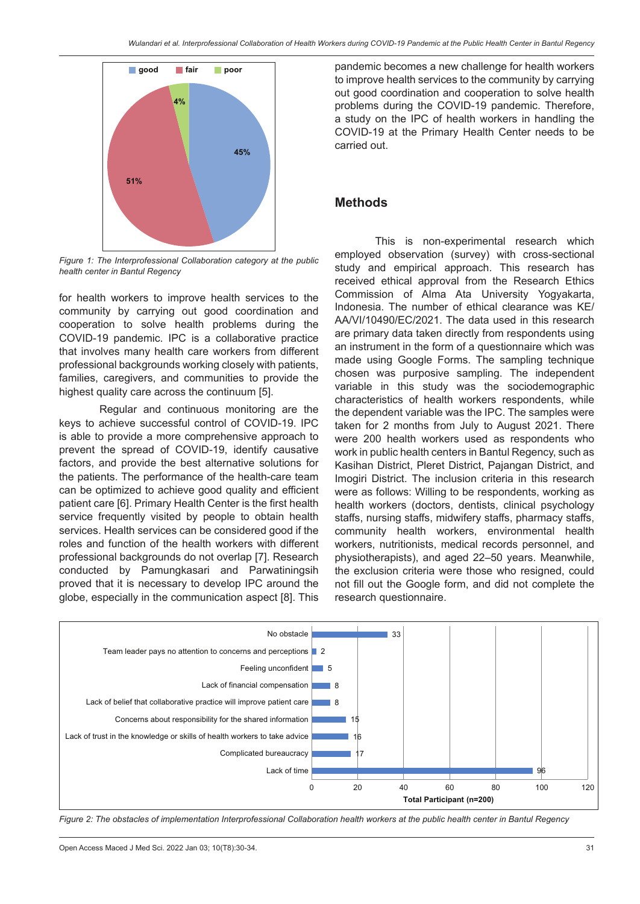Figure 1: The Interprofessional Collaboration category at the public health center in Bantul Regency

for health workers to improve health services to the community by carrying out good coordination and cooperation to solve health problems during the COVID-19 pandemic. IPC is a collaborative practice that involves many health care workers from different professional backgrounds working closely with patients, families, caregivers, and communities to provide the highest quality care across the continuum [5].

Regular and continuous monitoring are the keys to achieve successful control of COVID-19. IPC is able to provide a more comprehensive approach to prevent the spread of COVID-19, identify causative factors, and provide the best alternative solutions for the patients. The performance of the health-care team can be optimized to achieve good quality and efficient patient care [6]. Primary Health Center is the first health service frequently visited by people to obtain health services. Health services can be considered good if the roles and function of the health workers with different professional backgrounds do not overlap [7]. Research conducted by Pamungkasari and Parwatiningsih proved that it is necessary to develop IPC around the globe, especially in the communication aspect [8]. This pandemic becomes a new challenge for health workers to improve health services to the community by carrying out good coordination and cooperation to solve health problems during the COVID-19 pandemic. Therefore, a study on the IPC of health workers in handling the COVID-19 at the Primary Health Center needs to be carried out.

## Methods

This is non-experimental research which employed observation (survey) with cross-sectional study and empirical approach. This research has received ethical approval from the Research Ethics Commission of Alma Ata University Yogyakarta, Indonesia. The number of ethical clearance was KE/AA/VI/10490/EC/2021. The data used in this research are primary data taken directly from respondents using an instrument in the form of a questionnaire which was made using Google Forms. The sampling technique chosen was purposive sampling. The independent variable in this study was the sociodemographic characteristics of health workers respondents, while the dependent variable was the IPC. The samples were taken for 2 months from July to August 2021. There were 200 health workers used as respondents who work in public health centers in Bantul Regency, such as Kasihan District, Pleret District, Pajangan District, and Imogiri District. The inclusion criteria in this research were as follows: Willing to be respondents, working as health workers (doctors, dentists, clinical psychology staffs, nursing staffs, midwifery staffs, pharmacy staffs, community health workers, environmental health workers, nutritionists, medical records personnel, and physiotherapists), and aged 22–50 years. Meanwhile, the exclusion criteria were those who resigned, could not fill out the Google form, and did not complete the research questionnaire.

Figure 2: The obstacles of implementation Interprofessional Collaboration health workers at the public health center in Bantul Regency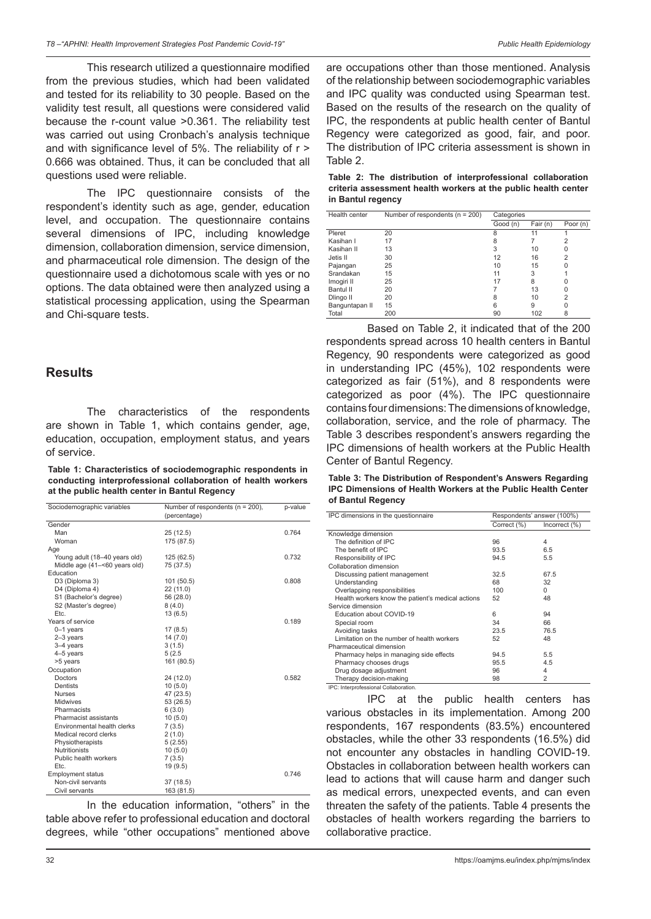This research utilized a questionnaire modified from the previous studies, which had been validated and tested for its reliability to 30 people. Based on the validity test result, all questions were considered valid because the r-count value >0.361. The reliability test was carried out using Cronbach's analysis technique and with significance level of 5%. The reliability of r > 0.666 was obtained. Thus, it can be concluded that all questions used were reliable.

The IPC questionnaire consists of the respondent's identity such as age, gender, education level, and occupation. The questionnaire contains several dimensions of IPC, including knowledge dimension, collaboration dimension, service dimension, and pharmaceutical role dimension. The design of the questionnaire used a dichotomous scale with yes or no options. The data obtained were then analyzed using a statistical processing application, using the Spearman and Chi-square tests.

## Results

The characteristics of the respondents are shown in Table 1, which contains gender, age, education, occupation, employment status, and years of service.

**Table 1: Characteristics of sociodemographic respondents in conducting interprofessional collaboration of health workers at the public health center in Bantul Regency**

| Sociodemographic variables | Number of respondents (n = 200), (percentage) | p-value |
|---|---|---|
| Gender | | |
| Man | 25 (12.5) | 0.764 |
| Woman | 175 (87.5) | |
| Age | | |
| Young adult (18–40 years old) | 125 (62.5) | 0.732 |
| Middle age (41–<60 years old) | 75 (37.5) | |
| Education | | |
| D3 (Diploma 3) | 101 (50.5) | 0.808 |
| D4 (Diploma 4) | 22 (11.0) | |
| S1 (Bachelor's degree) | 56 (28.0) | |
| S2 (Master's degree) | 8 (4.0) | |
| Etc. | 13 (6.5) | |
| Years of service | | 0.189 |
| 0–1 years | 17 (8.5) | |
| 2–3 years | 14 (7.0) | |
| 3–4 years | 3 (1.5) | |
| 4–5 years | 5 (2.5 | |
| >5 years | 161 (80.5) | |
| Occupation | | |
| Doctors | 24 (12.0) | 0.582 |
| Dentists | 10 (5.0) | |
| Nurses | 47 (23.5) | |
| Midwives | 53 (26.5) | |
| Pharmacists | 6 (3.0) | |
| Pharmacist assistants | 10 (5.0) | |
| Environmental health clerks | 7 (3.5) | |
| Medical record clerks | 2 (1.0) | |
| Physiotherapists | 5 (2.55) | |
| Nutritionists | 10 (5.0) | |
| Public health workers | 7 (3.5) | |
| Etc. | 19 (9.5) | |
| Employment status | | 0.746 |
| Non-civil servants | 37 (18.5) | |
| Civil servants | 163 (81.5) | |

In the education information, "others" in the table above refer to professional education and doctoral degrees, while "other occupations" mentioned above are occupations other than those mentioned. Analysis of the relationship between sociodemographic variables and IPC quality was conducted using Spearman test. Based on the results of the research on the quality of IPC, the respondents at public health center of Bantul Regency were categorized as good, fair, and poor. The distribution of IPC criteria assessment is shown in Table 2.

**Table 2: The distribution of interprofessional collaboration criteria assessment health workers at the public health center in Bantul regency**

| Health center | Number of respondents (n = 200) | Categories | | |
|---|---|---|---|---|
| | | Good (n) | Fair (n) | Poor (n) |
| Pleret | 20 | 8 | 11 | 1 |
| Kasihan I | 17 | 8 | 7 | 2 |
| Kasihan II | 13 | 3 | 10 | 0 |
| Jetis II | 30 | 12 | 16 | 2 |
| Pajangan | 25 | 10 | 15 | 0 |
| Srandakan | 15 | 11 | 3 | 1 |
| Imogiri II | 25 | 17 | 8 | 0 |
| Bantul II | 20 | 7 | 13 | 0 |
| Dlingo II | 20 | 8 | 10 | 2 |
| Banguntapan II | 15 | 6 | 9 | 0 |
| Total | 200 | 90 | 102 | 8 |

Based on Table 2, it indicated that of the 200 respondents spread across 10 health centers in Bantul Regency, 90 respondents were categorized as good in understanding IPC (45%), 102 respondents were categorized as fair (51%), and 8 respondents were categorized as poor (4%). The IPC questionnaire contains four dimensions: The dimensions of knowledge, collaboration, service, and the role of pharmacy. The Table 3 describes respondent's answers regarding the IPC dimensions of health workers at the Public Health Center of Bantul Regency.

**Table 3: The Distribution of Respondent's Answers Regarding IPC Dimensions of Health Workers at the Public Health Center of Bantul Regency**

| IPC dimensions in the questionnaire | Respondents' answer (100%) | |
|---|---|---|
| | Correct (%) | Incorrect (%) |
| Knowledge dimension | | |
| The definition of IPC | 96 | 4 |
| The benefit of IPC | 93.5 | 6.5 |
| Responsibility of IPC | 94.5 | 5.5 |
| Collaboration dimension | | |
| Discussing patient management | 32.5 | 67.5 |
| Understanding | 68 | 32 |
| Overlapping responsibilities | 100 | 0 |
| Health workers know the patient's medical actions | 52 | 48 |
| Service dimension | | |
| Education about COVID-19 | 6 | 94 |
| Special room | 34 | 66 |
| Avoiding tasks | 23.5 | 76.5 |
| Limitation on the number of health workers | 52 | 48 |
| Pharmaceutical dimension | | |
| Pharmacy helps in managing side effects | 94.5 | 5.5 |
| Pharmacy chooses drugs | 95.5 | 4.5 |
| Drug dosage adjustment | 96 | 4 |
| Therapy decision-making | 98 | 2 |

IPC: Interprofessional Collaboration.

IPC at the public health centers has various obstacles in its implementation. Among 200 respondents, 167 respondents (83.5%) encountered obstacles, while the other 33 respondents (16.5%) did not encounter any obstacles in handling COVID-19. Obstacles in collaboration between health workers can lead to actions that will cause harm and danger such as medical errors, unexpected events, and can even threaten the safety of the patients. Table 4 presents the obstacles of health workers regarding the barriers to collaborative practice.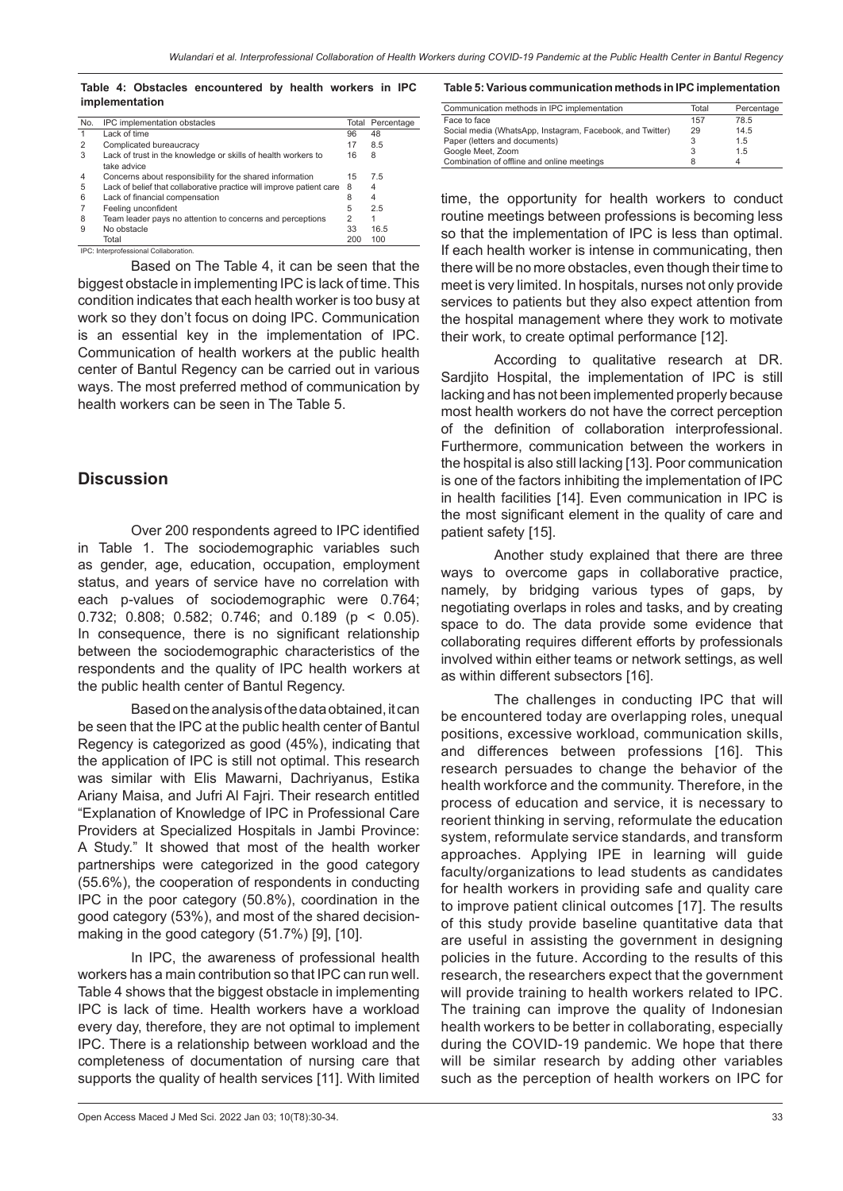**Table 4: Obstacles encountered by health workers in IPC implementation**

| No. | IPC implementation obstacles | Total | Percentage |
|---|---|---|---|
| 1 | Lack of time | 96 | 48 |
| 2 | Complicated bureaucracy | 17 | 8.5 |
| 3 | Lack of trust in the knowledge or skills of health workers to take advice | 16 | 8 |
| 4 | Concerns about responsibility for the shared information | 15 | 7.5 |
| 5 | Lack of belief that collaborative practice will improve patient care | 8 | 4 |
| 6 | Lack of financial compensation | 8 | 4 |
| 7 | Feeling unconfident | 5 | 2.5 |
| 8 | Team leader pays no attention to concerns and perceptions | 2 | 1 |
| 9 | No obstacle | 33 | 16.5 |
| | Total | 200 | 100 |

IPC: Interprofessional Collaboration.

Based on The Table 4, it can be seen that the biggest obstacle in implementing IPC is lack of time. This condition indicates that each health worker is too busy at work so they don't focus on doing IPC. Communication is an essential key in the implementation of IPC. Communication of health workers at the public health center of Bantul Regency can be carried out in various ways. The most preferred method of communication by health workers can be seen in The Table 5.

**Table 5: Various communication methods in IPC implementation**

| Communication methods in IPC implementation | Total | Percentage |
|---|---|---|
| Face to face | 157 | 78.5 |
| Social media (WhatsApp, Instagram, Facebook, and Twitter) | 29 | 14.5 |
| Paper (letters and documents) | 3 | 1.5 |
| Google Meet, Zoom | 3 | 1.5 |
| Combination of offline and online meetings | 8 | 4 |

## Discussion

Over 200 respondents agreed to IPC identified in Table 1. The sociodemographic variables such as gender, age, education, occupation, employment status, and years of service have no correlation with each p-values of sociodemographic were 0.764; 0.732; 0.808; 0.582; 0.746; and 0.189 ($p < 0.05$). In consequence, there is no significant relationship between the sociodemographic characteristics of the respondents and the quality of IPC health workers at the public health center of Bantul Regency.

Based on the analysis of the data obtained, it can be seen that the IPC at the public health center of Bantul Regency is categorized as good (45%), indicating that the application of IPC is still not optimal. This research was similar with Elis Mawarni, Dachriyanus, Estika Ariany Maisa, and Jufri Al Fajri. Their research entitled "Explanation of Knowledge of IPC in Professional Care Providers at Specialized Hospitals in Jambi Province: A Study." It showed that most of the health worker partnerships were categorized in the good category (55.6%), the cooperation of respondents in conducting IPC in the poor category (50.8%), coordination in the good category (53%), and most of the shared decision-making in the good category (51.7%) [9], [10].

In IPC, the awareness of professional health workers has a main contribution so that IPC can run well. Table 4 shows that the biggest obstacle in implementing IPC is lack of time. Health workers have a workload every day, therefore, they are not optimal to implement IPC. There is a relationship between workload and the completeness of documentation of nursing care that supports the quality of health services [11]. With limited time, the opportunity for health workers to conduct routine meetings between professions is becoming less so that the implementation of IPC is less than optimal. If each health worker is intense in communicating, then there will be no more obstacles, even though their time to meet is very limited. In hospitals, nurses not only provide services to patients but they also expect attention from the hospital management where they work to motivate their work, to create optimal performance [12].

According to qualitative research at DR. Sardjito Hospital, the implementation of IPC is still lacking and has not been implemented properly because most health workers do not have the correct perception of the definition of collaboration interprofessional. Furthermore, communication between the workers in the hospital is also still lacking [13]. Poor communication is one of the factors inhibiting the implementation of IPC in health facilities [14]. Even communication in IPC is the most significant element in the quality of care and patient safety [15].

Another study explained that there are three ways to overcome gaps in collaborative practice, namely, by bridging various types of gaps, by negotiating overlaps in roles and tasks, and by creating space to do. The data provide some evidence that collaborating requires different efforts by professionals involved within either teams or network settings, as well as within different subsectors [16].

The challenges in conducting IPC that will be encountered today are overlapping roles, unequal positions, excessive workload, communication skills, and differences between professions [16]. This research persuades to change the behavior of the health workforce and the community. Therefore, in the process of education and service, it is necessary to reorient thinking in serving, reformulate the education system, reformulate service standards, and transform approaches. Applying IPE in learning will guide faculty/organizations to lead students as candidates for health workers in providing safe and quality care to improve patient clinical outcomes [17]. The results of this study provide baseline quantitative data that are useful in assisting the government in designing policies in the future. According to the results of this research, the researchers expect that the government will provide training to health workers related to IPC. The training can improve the quality of Indonesian health workers to be better in collaborating, especially during the COVID-19 pandemic. We hope that there will be similar research by adding other variables such as the perception of health workers on IPC for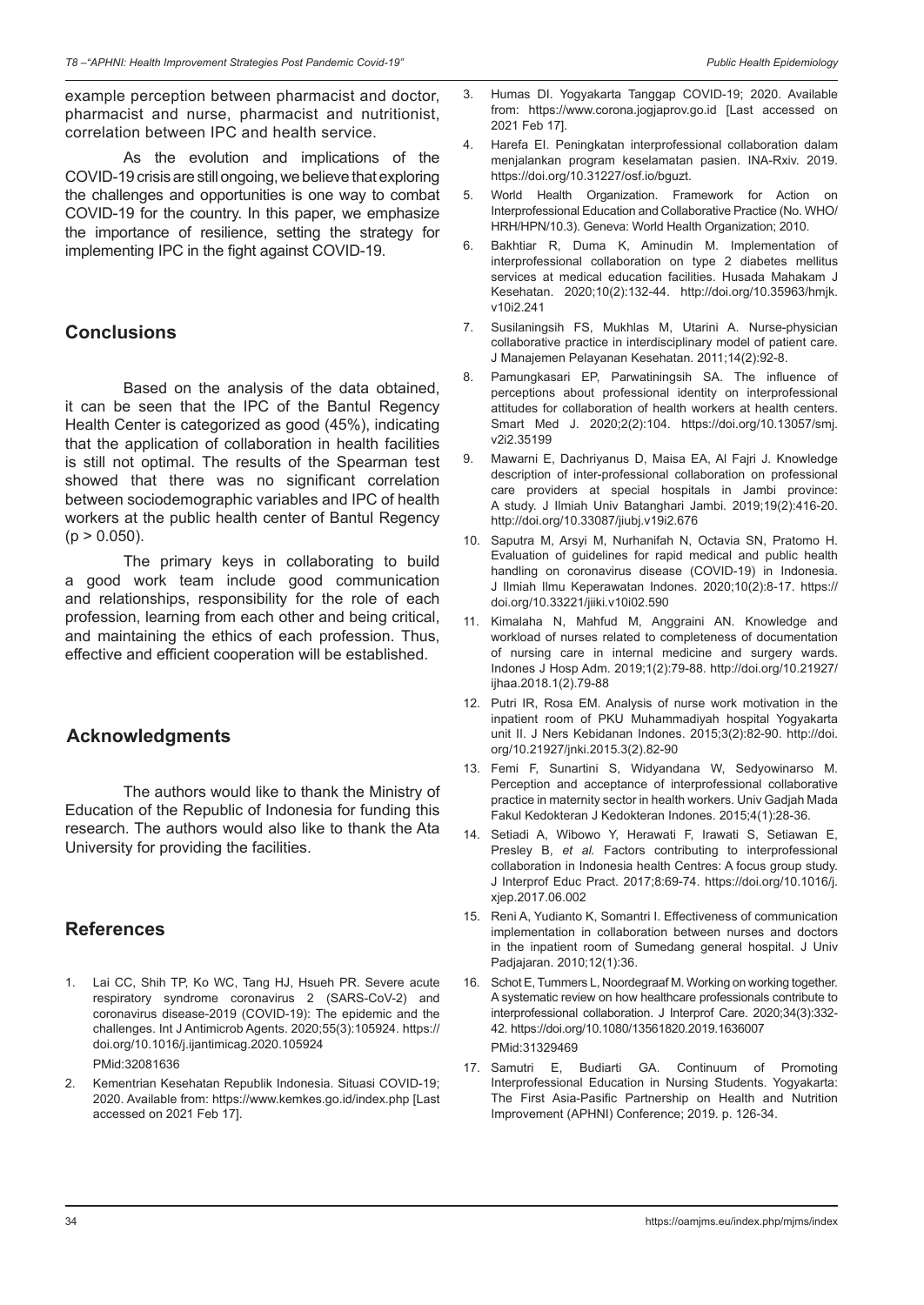example perception between pharmacist and doctor, pharmacist and nurse, pharmacist and nutritionist, correlation between IPC and health service.

As the evolution and implications of the COVID-19 crisis are still ongoing, we believe that exploring the challenges and opportunities is one way to combat COVID-19 for the country. In this paper, we emphasize the importance of resilience, setting the strategy for implementing IPC in the fight against COVID-19.

## Conclusions

Based on the analysis of the data obtained, it can be seen that the IPC of the Bantul Regency Health Center is categorized as good (45%), indicating that the application of collaboration in health facilities is still not optimal. The results of the Spearman test showed that there was no significant correlation between sociodemographic variables and IPC of health workers at the public health center of Bantul Regency ($p > 0.050$).

The primary keys in collaborating to build a good work team include good communication and relationships, responsibility for the role of each profession, learning from each other and being critical, and maintaining the ethics of each profession. Thus, effective and efficient cooperation will be established.

## Acknowledgments

The authors would like to thank the Ministry of Education of the Republic of Indonesia for funding this research. The authors would also like to thank the Ata University for providing the facilities.

## References

1. Lai CC, Shih TP, Ko WC, Tang HJ, Hsueh PR. Severe acute respiratory syndrome coronavirus 2 (SARS-CoV-2) and coronavirus disease-2019 (COVID-19): The epidemic and the challenges. Int J Antimicrob Agents. 2020;55(3):105924. https://doi.org/10.1016/j.ijantimicag.2020.105924
PMid:32081636
2. Kementrian Kesehatan Republik Indonesia. Situasi COVID-19; 2020. Available from: https://www.kemkes.go.id/index.php [Last accessed on 2021 Feb 17].
3. Humas DI. Yogyakarta Tanggap COVID-19; 2020. Available from: https://www.corona.jogjaprov.go.id [Last accessed on 2021 Feb 17].
4. Harefa EI. Peningkatan interprofessional collaboration dalam menjalankan program keselamatan pasien. INA-Rxiv. 2019. https://doi.org/10.31227/osf.io/bguzt.
5. World Health Organization. Framework for Action on Interprofessional Education and Collaborative Practice (No. WHO/HRH/HPN/10.3). Geneva: World Health Organization; 2010.
6. Bakhtiar R, Duma K, Aminudin M. Implementation of interprofessional collaboration on type 2 diabetes mellitus services at medical education facilities. Husada Mahakam J Kesehatan. 2020;10(2):132-44. http://doi.org/10.35963/hmjk.v10i2.241
7. Susilaningsih FS, Mukhlas M, Utarini A. Nurse-physician collaborative practice in interdisciplinary model of patient care. J Manajemen Pelayanan Kesehatan. 2011;14(2):92-8.
8. Pamungkasari EP, Parwatiningsih SA. The influence of perceptions about professional identity on interprofessional attitudes for collaboration of health workers at health centers. Smart Med J. 2020;2(2):104. https://doi.org/10.13057/smj.v2i2.35199
9. Mawarni E, Dachriyanus D, Maisa EA, Al Fajri J. Knowledge description of inter-professional collaboration on professional care providers at special hospitals in Jambi province: A study. J Ilmiah Univ Batanghari Jambi. 2019;19(2):416-20. http://doi.org/10.33087/jiubj.v19i2.676
10. Saputra M, Arsyi M, Nurhanifah N, Octavia SN, Pratomo H. Evaluation of guidelines for rapid medical and public health handling on coronavirus disease (COVID-19) in Indonesia. J Ilmiah Ilmu Keperawatan Indones. 2020;10(2):8-17. https://doi.org/10.33221/jiiki.v10i02.590
11. Kimalaha N, Mahfud M, Anggraini AN. Knowledge and workload of nurses related to completeness of documentation of nursing care in internal medicine and surgery wards. Indones J Hosp Adm. 2019;1(2):79-88. http://doi.org/10.21927/ijhaa.2018.1(2).79-88
12. Putri IR, Rosa EM. Analysis of nurse work motivation in the inpatient room of PKU Muhammadiyah hospital Yogyakarta unit II. J Ners Kebidanan Indones. 2015;3(2):82-90. http://doi.org/10.21927/jnki.2015.3(2).82-90
13. Femi F, Sunartini S, Widyandana W, Sedyowinarso M. Perception and acceptance of interprofessional collaborative practice in maternity sector in health workers. Univ Gadjah Mada Fakul Kedokteran J Kedokteran Indones. 2015;4(1):28-36.
14. Setiadi A, Wibowo Y, Herawati F, Irawati S, Setiawan E, Presley B, *et al.* Factors contributing to interprofessional collaboration in Indonesia health Centres: A focus group study. J Interprof Educ Pract. 2017;8:69-74. https://doi.org/10.1016/j.xjep.2017.06.002
15. Reni A, Yudianto K, Somantri I. Effectiveness of communication implementation in collaboration between nurses and doctors in the inpatient room of Sumedang general hospital. J Univ Padjajaran. 2010;12(1):36.
16. Schot E, Tummers L, Noordegraaf M. Working on working together. A systematic review on how healthcare professionals contribute to interprofessional collaboration. J Interprof Care. 2020;34(3):332-42. https://doi.org/10.1080/13561820.2019.1636007
PMid:31329469
17. Samutri E, Budiarti GA. Continuum of Promoting Interprofessional Education in Nursing Students. Yogyakarta: The First Asia-Pasific Partnership on Health and Nutrition Improvement (APHNI) Conference; 2019. p. 126-34.